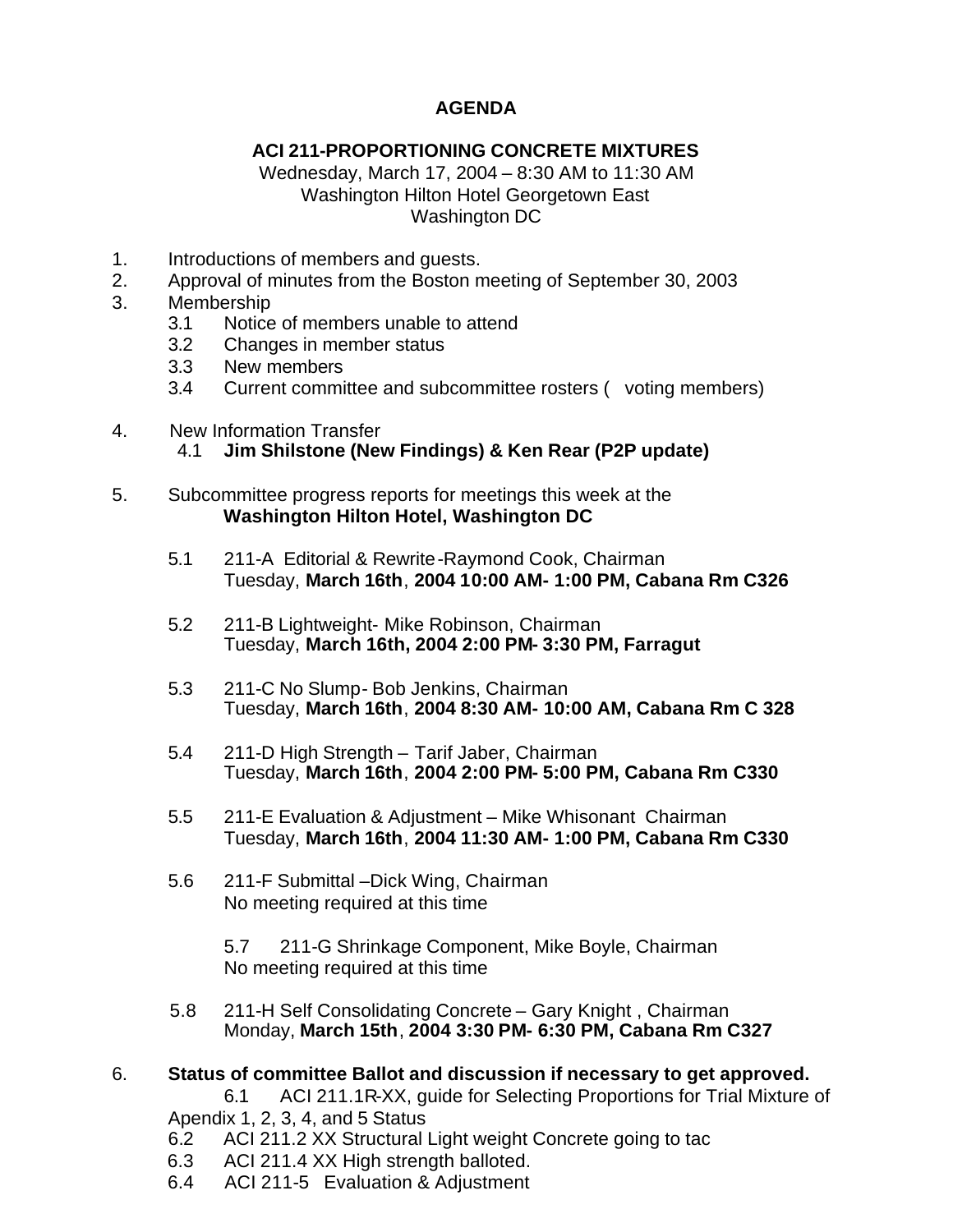# AGENDA

## ACI 211-PROPORTIONING CONCRETE MIXTURES

Wednesday, March 17, 2004 – 8:30 AM to 11:30 AM
Washington Hilton Hotel Georgetown East
Washington DC

1. Introductions of members and guests.
2. Approval of minutes from the Boston meeting of September 30, 2003
3. Membership
   - 3.1 Notice of members unable to attend
   - 3.2 Changes in member status
   - 3.3 New members
   - 3.4 Current committee and subcommittee rosters (  voting members)

4. New Information Transfer
   - 4.1 **Jim Shilstone (New Findings) & Ken Rear (P2P update)**

5. Subcommittee progress reports for meetings this week at the **Washington Hilton Hotel, Washington DC**

   - 5.1 211-A Editorial & Rewrite-Raymond Cook, Chairman
     Tuesday, **March 16th**, **2004 10:00 AM- 1:00 PM, Cabana Rm C326**

   - 5.2 211-B Lightweight- Mike Robinson, Chairman
     Tuesday, **March 16th, 2004 2:00 PM- 3:30 PM, Farragut**

   - 5.3 211-C No Slump- Bob Jenkins, Chairman
     Tuesday, **March 16th**, **2004 8:30 AM- 10:00 AM, Cabana Rm C 328**

   - 5.4 211-D High Strength – Tarif Jaber, Chairman
     Tuesday, **March 16th**, **2004 2:00 PM- 5:00 PM, Cabana Rm C330**

   - 5.5 211-E Evaluation & Adjustment – Mike Whisonant Chairman
     Tuesday, **March 16th**, **2004 11:30 AM- 1:00 PM, Cabana Rm C330**

   - 5.6 211-F Submittal –Dick Wing, Chairman
     No meeting required at this time

   - 5.7 211-G Shrinkage Component, Mike Boyle, Chairman
     No meeting required at this time

   - 5.8 211-H Self Consolidating Concrete – Gary Knight , Chairman
     Monday, **March 15th**, **2004 3:30 PM- 6:30 PM, Cabana Rm C327**

6. **Status of committee Ballot and discussion if necessary to get approved.**
   - 6.1 ACI 211.1R-XX, guide for Selecting Proportions for Trial Mixture of Apendix 1, 2, 3, 4, and 5 Status
   - 6.2 ACI 211.2 XX Structural Light weight Concrete going to tac
   - 6.3 ACI 211.4 XX High strength balloted.
   - 6.4 ACI 211-5 Evaluation & Adjustment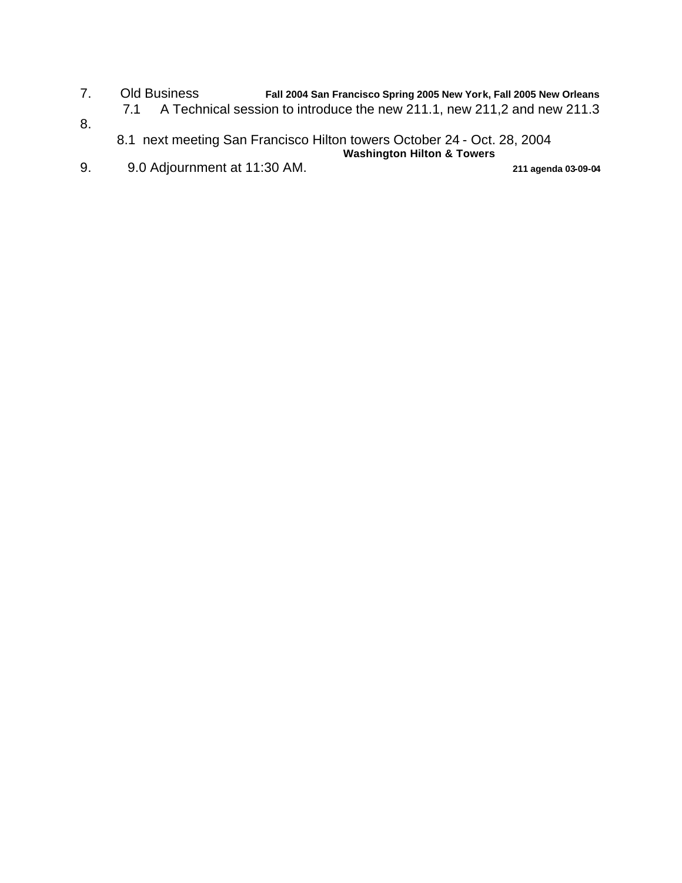7. Old Business **Fall 2004 San Francisco Spring 2005 New York, Fall 2005 New Orleans**

   7.1 A Technical session to introduce the new 211.1, new 211,2 and new 211.3

8.

   8.1 next meeting San Francisco Hilton towers October 24 - Oct. 28, 2004

   **Washington Hilton & Towers**

9. 9.0 Adjournment at 11:30 AM. **211 agenda 03-09-04**